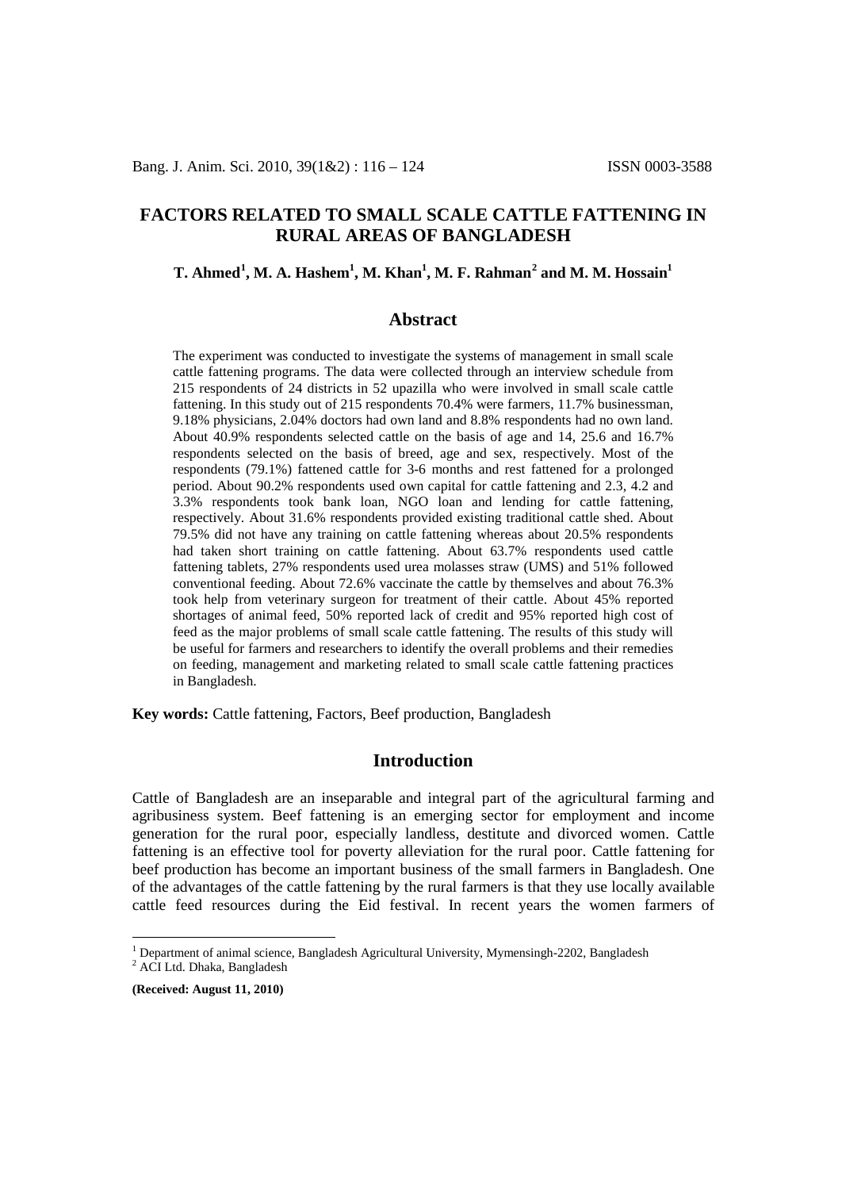# FACTORS RELATED TO SMALL SCALE CATTLE FATTENING IN RURAL AREAS OF BANGLADESH

**T. Ahmed[1], M. A. Hashem[1], M. Khan[1], M. F. Rahman[2] and M. M. Hossain[1]**

## Abstract

The experiment was conducted to investigate the systems of management in small scale cattle fattening programs. The data were collected through an interview schedule from 215 respondents of 24 districts in 52 upazilla who were involved in small scale cattle fattening. In this study out of 215 respondents 70.4% were farmers, 11.7% businessman, 9.18% physicians, 2.04% doctors had own land and 8.8% respondents had no own land. About 40.9% respondents selected cattle on the basis of age and 14, 25.6 and 16.7% respondents selected on the basis of breed, age and sex, respectively. Most of the respondents (79.1%) fattened cattle for 3-6 months and rest fattened for a prolonged period. About 90.2% respondents used own capital for cattle fattening and 2.3, 4.2 and 3.3% respondents took bank loan, NGO loan and lending for cattle fattening, respectively. About 31.6% respondents provided existing traditional cattle shed. About 79.5% did not have any training on cattle fattening whereas about 20.5% respondents had taken short training on cattle fattening. About 63.7% respondents used cattle fattening tablets, 27% respondents used urea molasses straw (UMS) and 51% followed conventional feeding. About 72.6% vaccinate the cattle by themselves and about 76.3% took help from veterinary surgeon for treatment of their cattle. About 45% reported shortages of animal feed, 50% reported lack of credit and 95% reported high cost of feed as the major problems of small scale cattle fattening. The results of this study will be useful for farmers and researchers to identify the overall problems and their remedies on feeding, management and marketing related to small scale cattle fattening practices in Bangladesh.

**Key words:** Cattle fattening, Factors, Beef production, Bangladesh

## Introduction

Cattle of Bangladesh are an inseparable and integral part of the agricultural farming and agribusiness system. Beef fattening is an emerging sector for employment and income generation for the rural poor, especially landless, destitute and divorced women. Cattle fattening is an effective tool for poverty alleviation for the rural poor. Cattle fattening for beef production has become an important business of the small farmers in Bangladesh. One of the advantages of the cattle fattening by the rural farmers is that they use locally available cattle feed resources during the Eid festival. In recent years the women farmers of

[1] Department of animal science, Bangladesh Agricultural University, Mymensingh-2202, Bangladesh
[2] ACI Ltd. Dhaka, Bangladesh

**(Received: August 11, 2010)**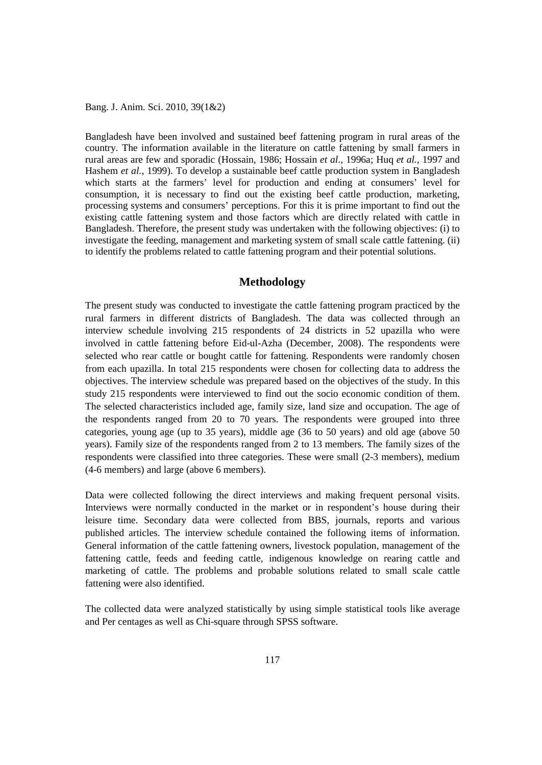Bangladesh have been involved and sustained beef fattening program in rural areas of the country. The information available in the literature on cattle fattening by small farmers in rural areas are few and sporadic (Hossain, 1986; Hossain *et al*., 1996a; Huq *et al.,* 1997 and Hashem *et al.,* 1999). To develop a sustainable beef cattle production system in Bangladesh which starts at the farmers' level for production and ending at consumers' level for consumption, it is necessary to find out the existing beef cattle production, marketing, processing systems and consumers' perceptions. For this it is prime important to find out the existing cattle fattening system and those factors which are directly related with cattle in Bangladesh. Therefore, the present study was undertaken with the following objectives: (i) to investigate the feeding, management and marketing system of small scale cattle fattening. (ii) to identify the problems related to cattle fattening program and their potential solutions.

## Methodology

The present study was conducted to investigate the cattle fattening program practiced by the rural farmers in different districts of Bangladesh. The data was collected through an interview schedule involving 215 respondents of 24 districts in 52 upazilla who were involved in cattle fattening before Eid-ul-Azha (December, 2008). The respondents were selected who rear cattle or bought cattle for fattening. Respondents were randomly chosen from each upazilla. In total 215 respondents were chosen for collecting data to address the objectives. The interview schedule was prepared based on the objectives of the study. In this study 215 respondents were interviewed to find out the socio economic condition of them. The selected characteristics included age, family size, land size and occupation. The age of the respondents ranged from 20 to 70 years. The respondents were grouped into three categories, young age (up to 35 years), middle age (36 to 50 years) and old age (above 50 years). Family size of the respondents ranged from 2 to 13 members. The family sizes of the respondents were classified into three categories. These were small (2-3 members), medium (4-6 members) and large (above 6 members).

Data were collected following the direct interviews and making frequent personal visits. Interviews were normally conducted in the market or in respondent's house during their leisure time. Secondary data were collected from BBS, journals, reports and various published articles. The interview schedule contained the following items of information. General information of the cattle fattening owners, livestock population, management of the fattening cattle, feeds and feeding cattle, indigenous knowledge on rearing cattle and marketing of cattle. The problems and probable solutions related to small scale cattle fattening were also identified.

The collected data were analyzed statistically by using simple statistical tools like average and Per centages as well as Chi-square through SPSS software.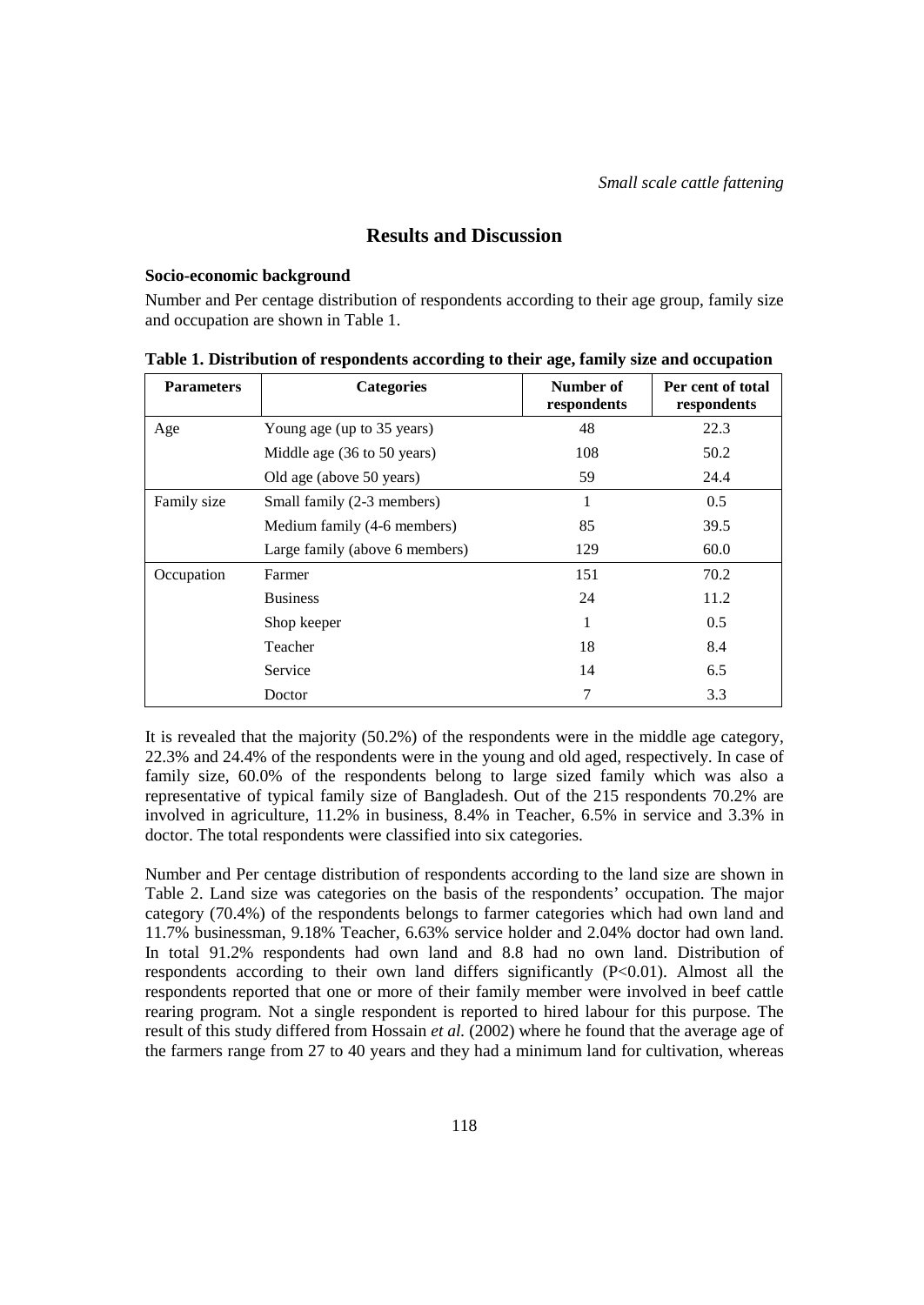## Results and Discussion

### Socio-economic background

Number and Per centage distribution of respondents according to their age group, family size and occupation are shown in Table 1.

**Table 1. Distribution of respondents according to their age, family size and occupation**

| Parameters | Categories | Number of respondents | Per cent of total respondents |
|---|---|---|---|
| Age | Young age (up to 35 years) | 48 | 22.3 |
| | Middle age (36 to 50 years) | 108 | 50.2 |
| | Old age (above 50 years) | 59 | 24.4 |
| Family size | Small family (2-3 members) | 1 | 0.5 |
| | Medium family (4-6 members) | 85 | 39.5 |
| | Large family (above 6 members) | 129 | 60.0 |
| Occupation | Farmer | 151 | 70.2 |
| | Business | 24 | 11.2 |
| | Shop keeper | 1 | 0.5 |
| | Teacher | 18 | 8.4 |
| | Service | 14 | 6.5 |
| | Doctor | 7 | 3.3 |

It is revealed that the majority (50.2%) of the respondents were in the middle age category, 22.3% and 24.4% of the respondents were in the young and old aged, respectively. In case of family size, 60.0% of the respondents belong to large sized family which was also a representative of typical family size of Bangladesh. Out of the 215 respondents 70.2% are involved in agriculture, 11.2% in business, 8.4% in Teacher, 6.5% in service and 3.3% in doctor. The total respondents were classified into six categories.

Number and Per centage distribution of respondents according to the land size are shown in Table 2. Land size was categories on the basis of the respondents' occupation. The major category (70.4%) of the respondents belongs to farmer categories which had own land and 11.7% businessman, 9.18% Teacher, 6.63% service holder and 2.04% doctor had own land. In total 91.2% respondents had own land and 8.8 had no own land. Distribution of respondents according to their own land differs significantly ($P<0.01$). Almost all the respondents reported that one or more of their family member were involved in beef cattle rearing program. Not a single respondent is reported to hired labour for this purpose. The result of this study differed from Hossain *et al.* (2002) where he found that the average age of the farmers range from 27 to 40 years and they had a minimum land for cultivation, whereas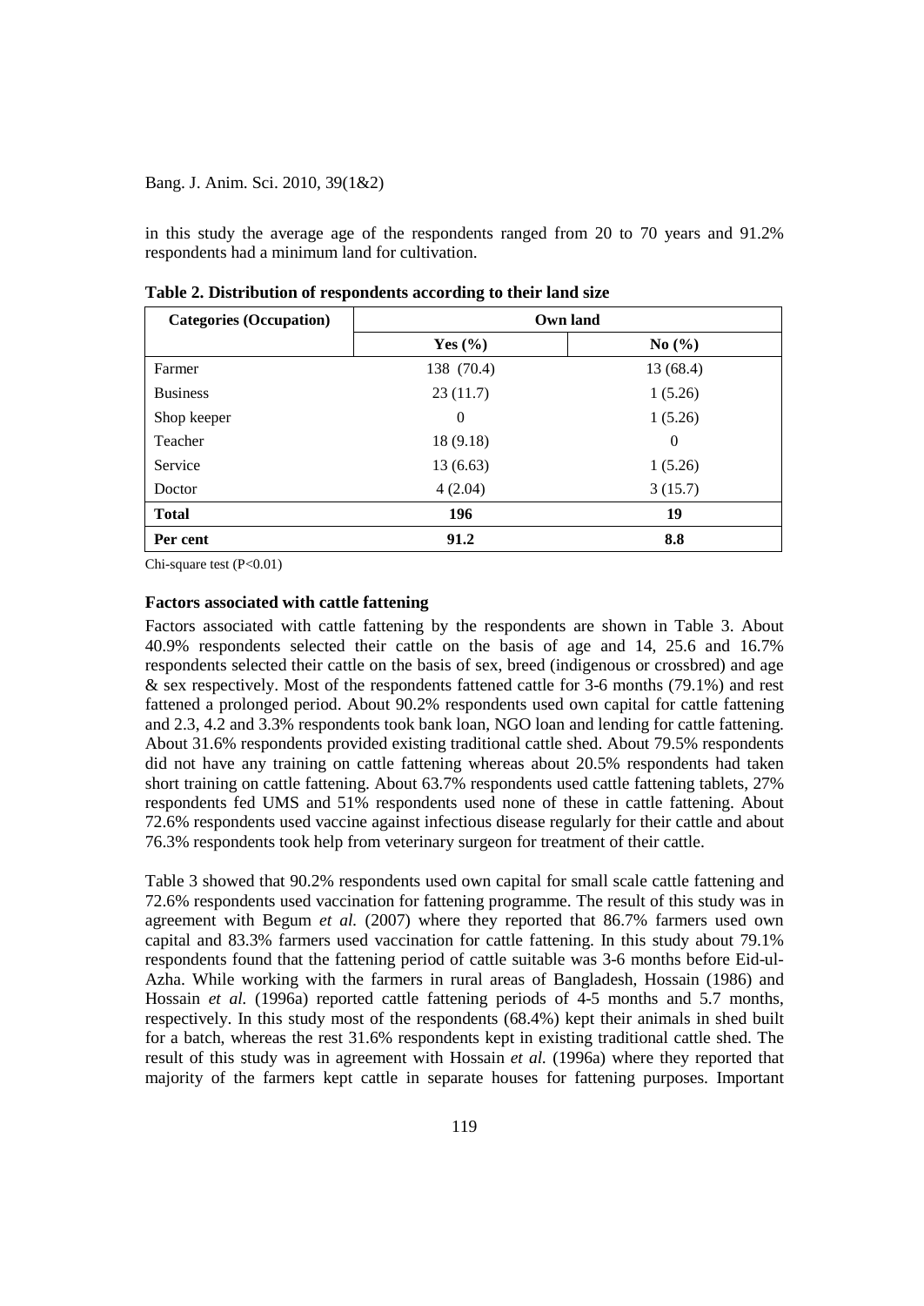in this study the average age of the respondents ranged from 20 to 70 years and 91.2% respondents had a minimum land for cultivation.

**Table 2. Distribution of respondents according to their land size**

| Categories (Occupation) | Own land | |
|---|---|---|
| | **Yes (%)** | **No (%)** |
| Farmer | 138 (70.4) | 13 (68.4) |
| Business | 23 (11.7) | 1 (5.26) |
| Shop keeper | 0 | 1 (5.26) |
| Teacher | 18 (9.18) | 0 |
| Service | 13 (6.63) | 1 (5.26) |
| Doctor | 4 (2.04) | 3 (15.7) |
| **Total** | **196** | **19** |
| **Per cent** | **91.2** | **8.8** |

Chi-square test ($P<0.01$)

### Factors associated with cattle fattening

Factors associated with cattle fattening by the respondents are shown in Table 3. About 40.9% respondents selected their cattle on the basis of age and 14, 25.6 and 16.7% respondents selected their cattle on the basis of sex, breed (indigenous or crossbred) and age & sex respectively. Most of the respondents fattened cattle for 3-6 months (79.1%) and rest fattened a prolonged period. About 90.2% respondents used own capital for cattle fattening and 2.3, 4.2 and 3.3% respondents took bank loan, NGO loan and lending for cattle fattening. About 31.6% respondents provided existing traditional cattle shed. About 79.5% respondents did not have any training on cattle fattening whereas about 20.5% respondents had taken short training on cattle fattening. About 63.7% respondents used cattle fattening tablets, 27% respondents fed UMS and 51% respondents used none of these in cattle fattening. About 72.6% respondents used vaccine against infectious disease regularly for their cattle and about 76.3% respondents took help from veterinary surgeon for treatment of their cattle.

Table 3 showed that 90.2% respondents used own capital for small scale cattle fattening and 72.6% respondents used vaccination for fattening programme. The result of this study was in agreement with Begum *et al.* (2007) where they reported that 86.7% farmers used own capital and 83.3% farmers used vaccination for cattle fattening. In this study about 79.1% respondents found that the fattening period of cattle suitable was 3-6 months before Eid-ul-Azha. While working with the farmers in rural areas of Bangladesh, Hossain (1986) and Hossain *et al.* (1996a) reported cattle fattening periods of 4-5 months and 5.7 months, respectively. In this study most of the respondents (68.4%) kept their animals in shed built for a batch, whereas the rest 31.6% respondents kept in existing traditional cattle shed. The result of this study was in agreement with Hossain *et al.* (1996a) where they reported that majority of the farmers kept cattle in separate houses for fattening purposes. Important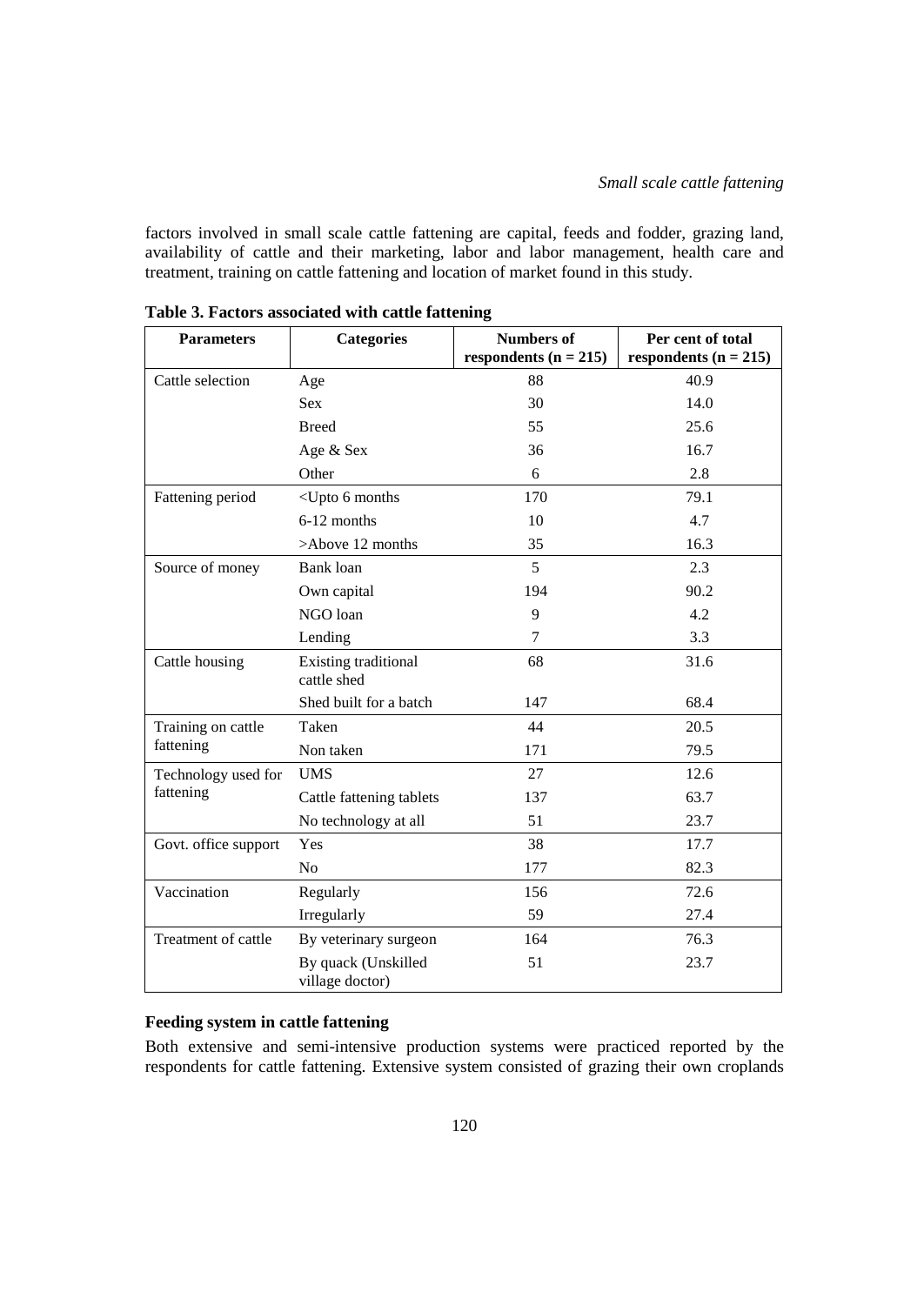factors involved in small scale cattle fattening are capital, feeds and fodder, grazing land, availability of cattle and their marketing, labor and labor management, health care and treatment, training on cattle fattening and location of market found in this study.

**Table 3. Factors associated with cattle fattening**

| Parameters | Categories | Numbers of respondents (n = 215) | Per cent of total respondents (n = 215) |
|---|---|---|---|
| Cattle selection | Age | 88 | 40.9 |
| | Sex | 30 | 14.0 |
| | Breed | 55 | 25.6 |
| | Age & Sex | 36 | 16.7 |
| | Other | 6 | 2.8 |
| Fattening period | <Upto 6 months | 170 | 79.1 |
| | 6-12 months | 10 | 4.7 |
| | >Above 12 months | 35 | 16.3 |
| Source of money | Bank loan | 5 | 2.3 |
| | Own capital | 194 | 90.2 |
| | NGO loan | 9 | 4.2 |
| | Lending | 7 | 3.3 |
| Cattle housing | Existing traditional cattle shed | 68 | 31.6 |
| | Shed built for a batch | 147 | 68.4 |
| Training on cattle fattening | Taken | 44 | 20.5 |
| | Non taken | 171 | 79.5 |
| Technology used for fattening | UMS | 27 | 12.6 |
| | Cattle fattening tablets | 137 | 63.7 |
| | No technology at all | 51 | 23.7 |
| Govt. office support | Yes | 38 | 17.7 |
| | No | 177 | 82.3 |
| Vaccination | Regularly | 156 | 72.6 |
| | Irregularly | 59 | 27.4 |
| Treatment of cattle | By veterinary surgeon | 164 | 76.3 |
| | By quack (Unskilled village doctor) | 51 | 23.7 |

**Feeding system in cattle fattening**

Both extensive and semi-intensive production systems were practiced reported by the respondents for cattle fattening. Extensive system consisted of grazing their own croplands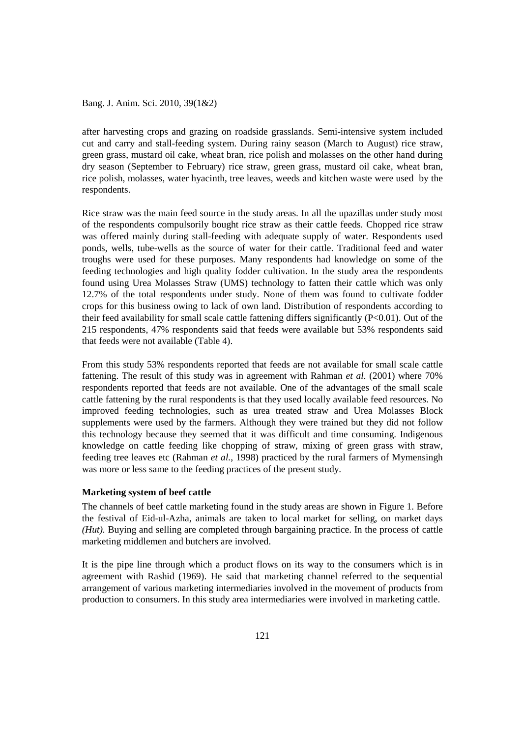after harvesting crops and grazing on roadside grasslands. Semi-intensive system included cut and carry and stall-feeding system. During rainy season (March to August) rice straw, green grass, mustard oil cake, wheat bran, rice polish and molasses on the other hand during dry season (September to February) rice straw, green grass, mustard oil cake, wheat bran, rice polish, molasses, water hyacinth, tree leaves, weeds and kitchen waste were used by the respondents.

Rice straw was the main feed source in the study areas. In all the upazillas under study most of the respondents compulsorily bought rice straw as their cattle feeds. Chopped rice straw was offered mainly during stall-feeding with adequate supply of water. Respondents used ponds, wells, tube-wells as the source of water for their cattle. Traditional feed and water troughs were used for these purposes. Many respondents had knowledge on some of the feeding technologies and high quality fodder cultivation. In the study area the respondents found using Urea Molasses Straw (UMS) technology to fatten their cattle which was only 12.7% of the total respondents under study. None of them was found to cultivate fodder crops for this business owing to lack of own land. Distribution of respondents according to their feed availability for small scale cattle fattening differs significantly ($P<0.01$). Out of the 215 respondents, 47% respondents said that feeds were available but 53% respondents said that feeds were not available (Table 4).

From this study 53% respondents reported that feeds are not available for small scale cattle fattening. The result of this study was in agreement with Rahman *et al.* (2001) where 70% respondents reported that feeds are not available. One of the advantages of the small scale cattle fattening by the rural respondents is that they used locally available feed resources. No improved feeding technologies, such as urea treated straw and Urea Molasses Block supplements were used by the farmers. Although they were trained but they did not follow this technology because they seemed that it was difficult and time consuming. Indigenous knowledge on cattle feeding like chopping of straw, mixing of green grass with straw, feeding tree leaves etc (Rahman *et al.*, 1998) practiced by the rural farmers of Mymensingh was more or less same to the feeding practices of the present study.

**Marketing system of beef cattle**

The channels of beef cattle marketing found in the study areas are shown in Figure 1. Before the festival of Eid-ul-Azha, animals are taken to local market for selling, on market days *(Hut).* Buying and selling are completed through bargaining practice. In the process of cattle marketing middlemen and butchers are involved.

It is the pipe line through which a product flows on its way to the consumers which is in agreement with Rashid (1969). He said that marketing channel referred to the sequential arrangement of various marketing intermediaries involved in the movement of products from production to consumers. In this study area intermediaries were involved in marketing cattle.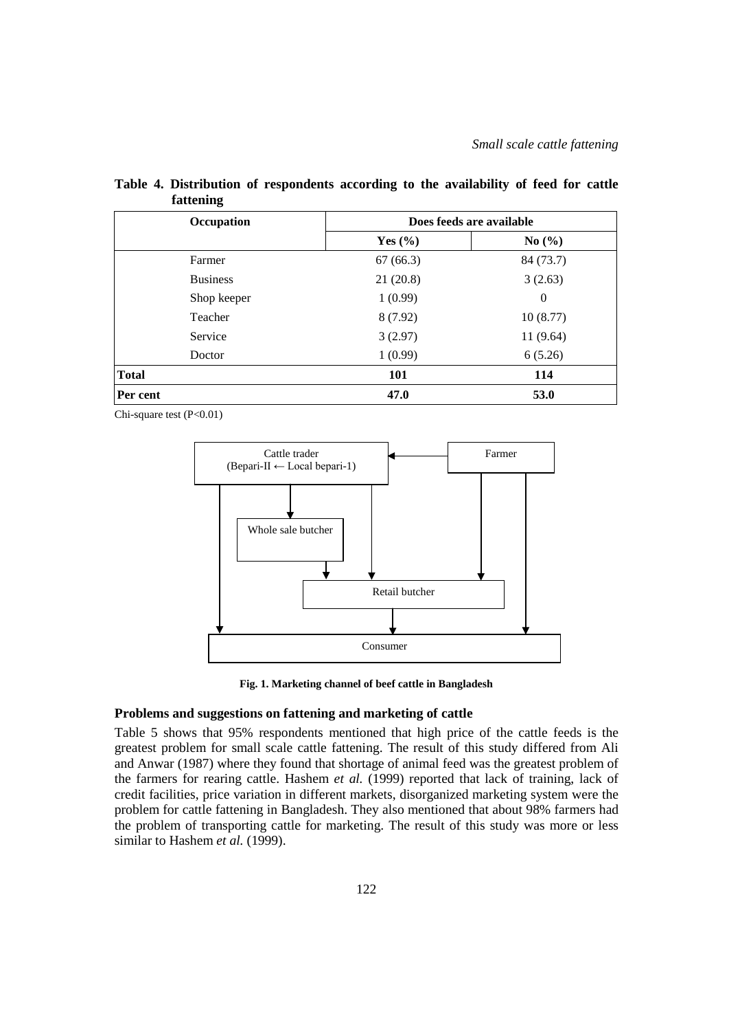**Table 4. Distribution of respondents according to the availability of feed for cattle fattening**

| Occupation | Does feeds are available | |
|---|---|---|
| | Yes (%) | No (%) |
| Farmer | 67 (66.3) | 84 (73.7) |
| Business | 21 (20.8) | 3 (2.63) |
| Shop keeper | 1 (0.99) | 0 |
| Teacher | 8 (7.92) | 10 (8.77) |
| Service | 3 (2.97) | 11 (9.64) |
| Doctor | 1 (0.99) | 6 (5.26) |
| **Total** | **101** | **114** |
| **Per cent** | **47.0** | **53.0** |

Chi-square test ($P<0.01$)

Cattle trader
(Bepari-II ← Local bepari-1)
Farmer
Whole sale butcher
Retail butcher
Consumer

**Fig. 1. Marketing channel of beef cattle in Bangladesh**

### Problems and suggestions on fattening and marketing of cattle

Table 5 shows that 95% respondents mentioned that high price of the cattle feeds is the greatest problem for small scale cattle fattening. The result of this study differed from Ali and Anwar (1987) where they found that shortage of animal feed was the greatest problem of the farmers for rearing cattle. Hashem *et al.* (1999) reported that lack of training, lack of credit facilities, price variation in different markets, disorganized marketing system were the problem for cattle fattening in Bangladesh. They also mentioned that about 98% farmers had the problem of transporting cattle for marketing. The result of this study was more or less similar to Hashem *et al.* (1999).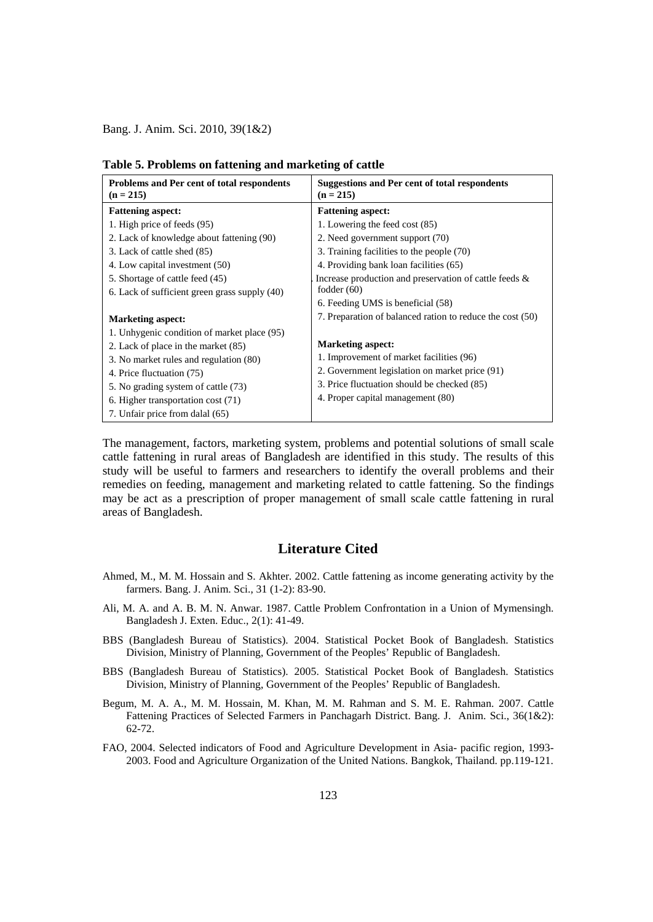**Table 5. Problems on fattening and marketing of cattle**

| Problems and Per cent of total respondents (n = 215) | Suggestions and Per cent of total respondents (n = 215) |
|---|---|
| **Fattening aspect:** | **Fattening aspect:** |
| 1. High price of feeds (95) | 1. Lowering the feed cost (85) |
| 2. Lack of knowledge about fattening (90) | 2. Need government support (70) |
| 3. Lack of cattle shed (85) | 3. Training facilities to the people (70) |
| 4. Low capital investment (50) | 4. Providing bank loan facilities (65) |
| 5. Shortage of cattle feed (45) | Increase production and preservation of cattle feeds & fodder (60) |
| 6. Lack of sufficient green grass supply (40) | 6. Feeding UMS is beneficial (58) |
| **Marketing aspect:** | 7. Preparation of balanced ration to reduce the cost (50) |
| 1. Unhygenic condition of market place (95) | |
| 2. Lack of place in the market (85) | **Marketing aspect:** |
| 3. No market rules and regulation (80) | 1. Improvement of market facilities (96) |
| 4. Price fluctuation (75) | 2. Government legislation on market price (91) |
| 5. No grading system of cattle (73) | 3. Price fluctuation should be checked (85) |
| 6. Higher transportation cost (71) | 4. Proper capital management (80) |
| 7. Unfair price from dalal (65) | |

The management, factors, marketing system, problems and potential solutions of small scale cattle fattening in rural areas of Bangladesh are identified in this study. The results of this study will be useful to farmers and researchers to identify the overall problems and their remedies on feeding, management and marketing related to cattle fattening. So the findings may be act as a prescription of proper management of small scale cattle fattening in rural areas of Bangladesh.

## Literature Cited

Ahmed, M., M. M. Hossain and S. Akhter. 2002. Cattle fattening as income generating activity by the farmers. Bang. J. Anim. Sci., 31 (1-2): 83-90.

Ali, M. A. and A. B. M. N. Anwar. 1987. Cattle Problem Confrontation in a Union of Mymensingh. Bangladesh J. Exten. Educ., 2(1): 41-49.

BBS (Bangladesh Bureau of Statistics). 2004. Statistical Pocket Book of Bangladesh. Statistics Division, Ministry of Planning, Government of the Peoples' Republic of Bangladesh.

BBS (Bangladesh Bureau of Statistics). 2005. Statistical Pocket Book of Bangladesh. Statistics Division, Ministry of Planning, Government of the Peoples' Republic of Bangladesh.

Begum, M. A. A., M. M. Hossain, M. Khan, M. M. Rahman and S. M. E. Rahman. 2007. Cattle Fattening Practices of Selected Farmers in Panchagarh District. Bang. J. Anim. Sci., 36(1&2): 62-72.

FAO, 2004. Selected indicators of Food and Agriculture Development in Asia- pacific region, 1993-2003. Food and Agriculture Organization of the United Nations. Bangkok, Thailand. pp.119-121.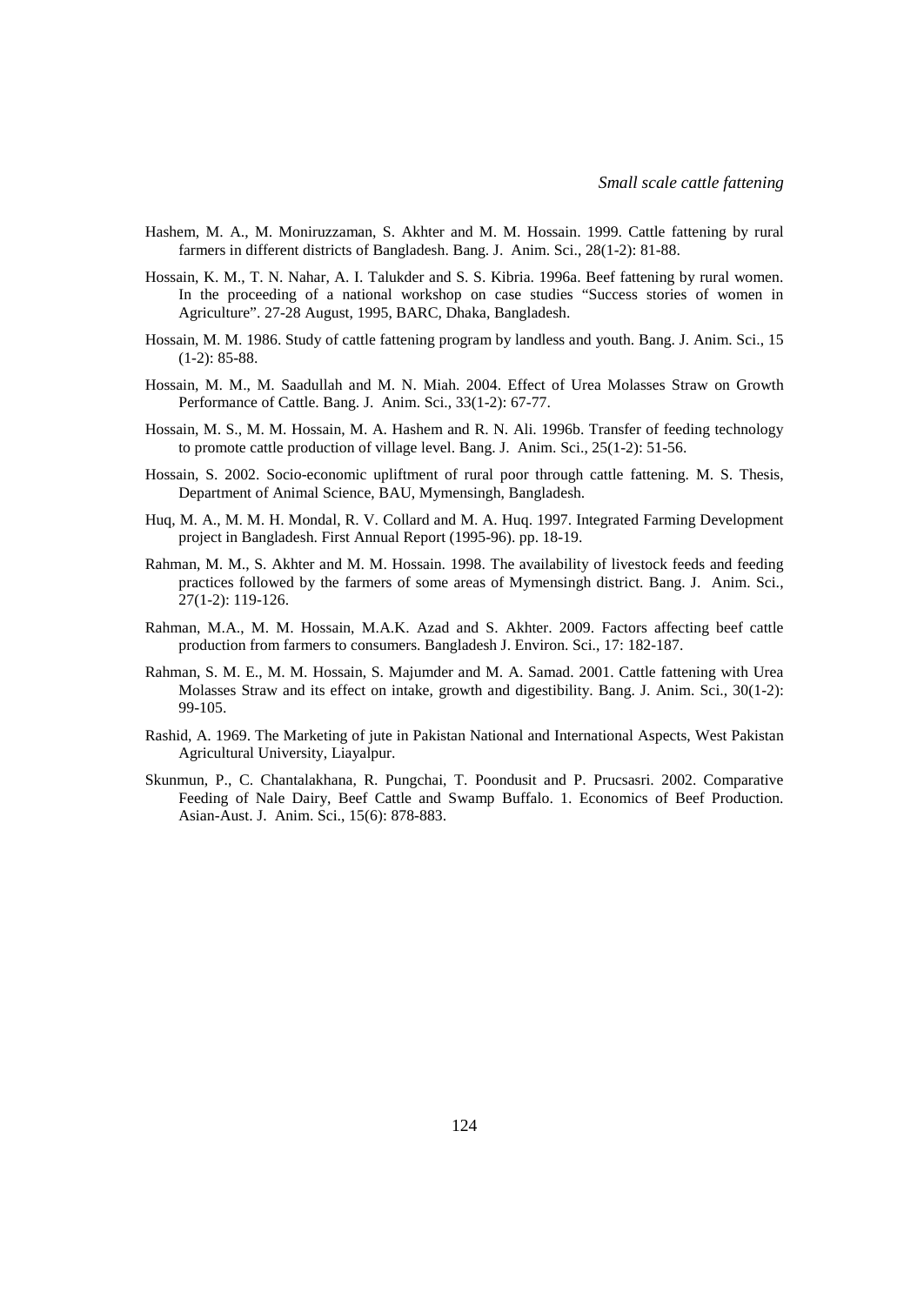Hashem, M. A., M. Moniruzzaman, S. Akhter and M. M. Hossain. 1999. Cattle fattening by rural farmers in different districts of Bangladesh. Bang. J. Anim. Sci., 28(1-2): 81-88.

Hossain, K. M., T. N. Nahar, A. I. Talukder and S. S. Kibria. 1996a. Beef fattening by rural women. In the proceeding of a national workshop on case studies "Success stories of women in Agriculture". 27-28 August, 1995, BARC, Dhaka, Bangladesh.

Hossain, M. M. 1986. Study of cattle fattening program by landless and youth. Bang. J. Anim. Sci., 15 (1-2): 85-88.

Hossain, M. M., M. Saadullah and M. N. Miah. 2004. Effect of Urea Molasses Straw on Growth Performance of Cattle. Bang. J. Anim. Sci., 33(1-2): 67-77.

Hossain, M. S., M. M. Hossain, M. A. Hashem and R. N. Ali. 1996b. Transfer of feeding technology to promote cattle production of village level. Bang. J. Anim. Sci., 25(1-2): 51-56.

Hossain, S. 2002. Socio-economic upliftment of rural poor through cattle fattening. M. S. Thesis, Department of Animal Science, BAU, Mymensingh, Bangladesh.

Huq, M. A., M. M. H. Mondal, R. V. Collard and M. A. Huq. 1997. Integrated Farming Development project in Bangladesh. First Annual Report (1995-96). pp. 18-19.

Rahman, M. M., S. Akhter and M. M. Hossain. 1998. The availability of livestock feeds and feeding practices followed by the farmers of some areas of Mymensingh district. Bang. J. Anim. Sci., 27(1-2): 119-126.

Rahman, M.A., M. M. Hossain, M.A.K. Azad and S. Akhter. 2009. Factors affecting beef cattle production from farmers to consumers. Bangladesh J. Environ. Sci., 17: 182-187.

Rahman, S. M. E., M. M. Hossain, S. Majumder and M. A. Samad. 2001. Cattle fattening with Urea Molasses Straw and its effect on intake, growth and digestibility. Bang. J. Anim. Sci., 30(1-2): 99-105.

Rashid, A. 1969. The Marketing of jute in Pakistan National and International Aspects, West Pakistan Agricultural University, Liayalpur.

Skunmun, P., C. Chantalakhana, R. Pungchai, T. Poondusit and P. Prucsasri. 2002. Comparative Feeding of Nale Dairy, Beef Cattle and Swamp Buffalo. 1. Economics of Beef Production. Asian-Aust. J. Anim. Sci., 15(6): 878-883.